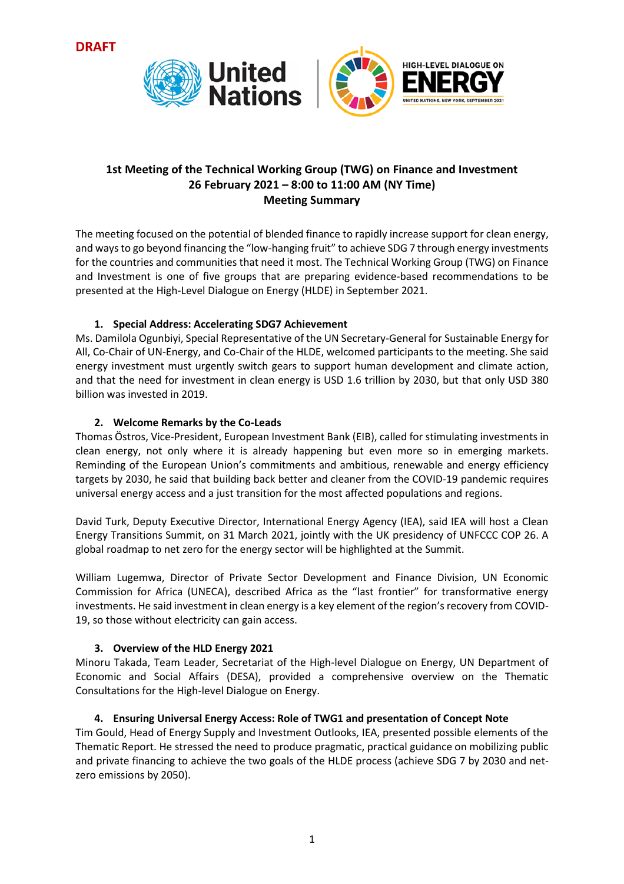DRAFT

United Nations | HIGH-LEVEL DIALOGUE ON ENERGY
UNITED NATIONS, NEW YORK, SEPTEMBER 2021

# 1st Meeting of the Technical Working Group (TWG) on Finance and Investment
## 26 February 2021 – 8:00 to 11:00 AM (NY Time)
## Meeting Summary

The meeting focused on the potential of blended finance to rapidly increase support for clean energy, and ways to go beyond financing the "low-hanging fruit" to achieve SDG 7 through energy investments for the countries and communities that need it most. The Technical Working Group (TWG) on Finance and Investment is one of five groups that are preparing evidence-based recommendations to be presented at the High-Level Dialogue on Energy (HLDE) in September 2021.

### 1. Special Address: Accelerating SDG7 Achievement

Ms. Damilola Ogunbiyi, Special Representative of the UN Secretary-General for Sustainable Energy for All, Co-Chair of UN-Energy, and Co-Chair of the HLDE, welcomed participants to the meeting. She said energy investment must urgently switch gears to support human development and climate action, and that the need for investment in clean energy is USD 1.6 trillion by 2030, but that only USD 380 billion was invested in 2019.

### 2. Welcome Remarks by the Co-Leads

Thomas Östros, Vice-President, European Investment Bank (EIB), called for stimulating investments in clean energy, not only where it is already happening but even more so in emerging markets. Reminding of the European Union's commitments and ambitious, renewable and energy efficiency targets by 2030, he said that building back better and cleaner from the COVID-19 pandemic requires universal energy access and a just transition for the most affected populations and regions.

David Turk, Deputy Executive Director, International Energy Agency (IEA), said IEA will host a Clean Energy Transitions Summit, on 31 March 2021, jointly with the UK presidency of UNFCCC COP 26. A global roadmap to net zero for the energy sector will be highlighted at the Summit.

William Lugemwa, Director of Private Sector Development and Finance Division, UN Economic Commission for Africa (UNECA), described Africa as the "last frontier" for transformative energy investments. He said investment in clean energy is a key element of the region's recovery from COVID-19, so those without electricity can gain access.

### 3. Overview of the HLD Energy 2021

Minoru Takada, Team Leader, Secretariat of the High-level Dialogue on Energy, UN Department of Economic and Social Affairs (DESA), provided a comprehensive overview on the Thematic Consultations for the High-level Dialogue on Energy.

### 4. Ensuring Universal Energy Access: Role of TWG1 and presentation of Concept Note

Tim Gould, Head of Energy Supply and Investment Outlooks, IEA, presented possible elements of the Thematic Report. He stressed the need to produce pragmatic, practical guidance on mobilizing public and private financing to achieve the two goals of the HLDE process (achieve SDG 7 by 2030 and net-zero emissions by 2050).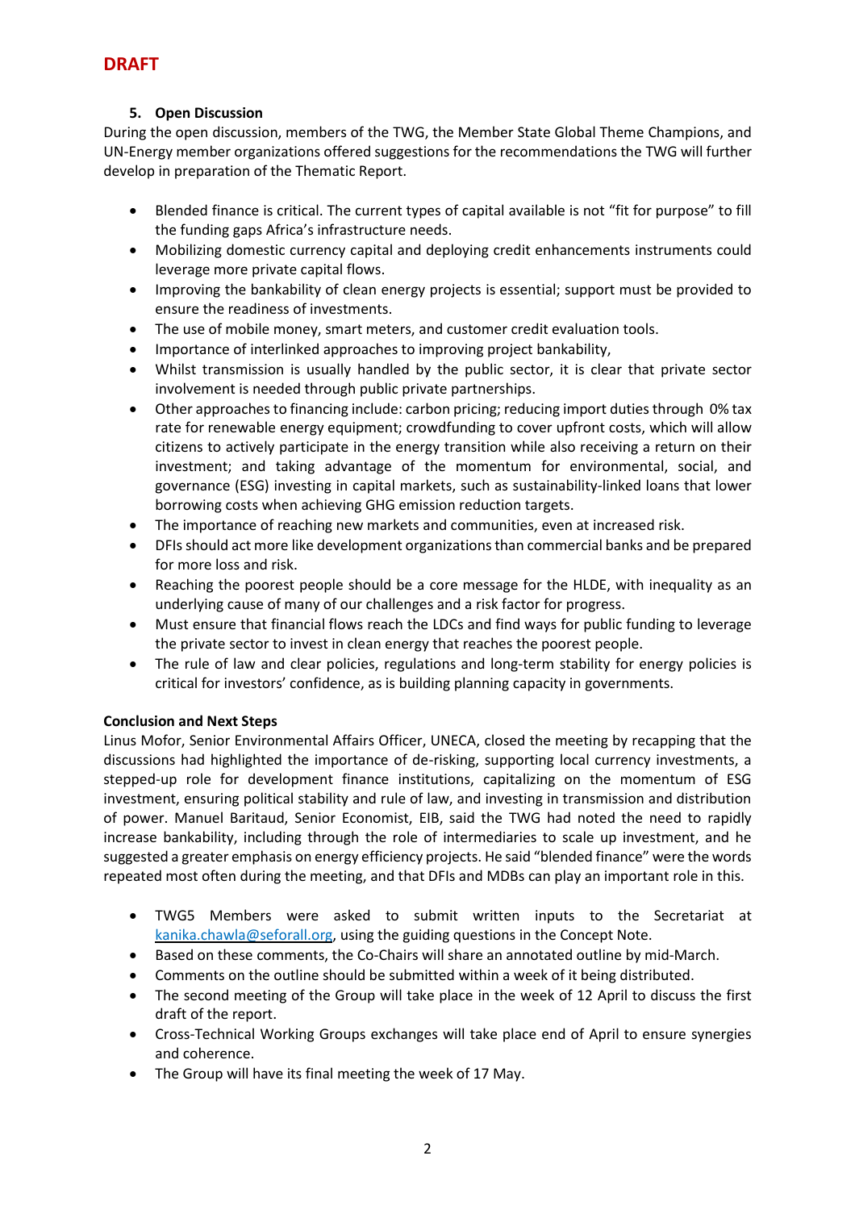**DRAFT**

## 5. Open Discussion

During the open discussion, members of the TWG, the Member State Global Theme Champions, and UN-Energy member organizations offered suggestions for the recommendations the TWG will further develop in preparation of the Thematic Report.

- Blended finance is critical. The current types of capital available is not "fit for purpose" to fill the funding gaps Africa's infrastructure needs.
- Mobilizing domestic currency capital and deploying credit enhancements instruments could leverage more private capital flows.
- Improving the bankability of clean energy projects is essential; support must be provided to ensure the readiness of investments.
- The use of mobile money, smart meters, and customer credit evaluation tools.
- Importance of interlinked approaches to improving project bankability,
- Whilst transmission is usually handled by the public sector, it is clear that private sector involvement is needed through public private partnerships.
- Other approaches to financing include: carbon pricing; reducing import duties through 0% tax rate for renewable energy equipment; crowdfunding to cover upfront costs, which will allow citizens to actively participate in the energy transition while also receiving a return on their investment; and taking advantage of the momentum for environmental, social, and governance (ESG) investing in capital markets, such as sustainability-linked loans that lower borrowing costs when achieving GHG emission reduction targets.
- The importance of reaching new markets and communities, even at increased risk.
- DFIs should act more like development organizations than commercial banks and be prepared for more loss and risk.
- Reaching the poorest people should be a core message for the HLDE, with inequality as an underlying cause of many of our challenges and a risk factor for progress.
- Must ensure that financial flows reach the LDCs and find ways for public funding to leverage the private sector to invest in clean energy that reaches the poorest people.
- The rule of law and clear policies, regulations and long-term stability for energy policies is critical for investors' confidence, as is building planning capacity in governments.

**Conclusion and Next Steps**

Linus Mofor, Senior Environmental Affairs Officer, UNECA, closed the meeting by recapping that the discussions had highlighted the importance of de-risking, supporting local currency investments, a stepped-up role for development finance institutions, capitalizing on the momentum of ESG investment, ensuring political stability and rule of law, and investing in transmission and distribution of power. Manuel Baritaud, Senior Economist, EIB, said the TWG had noted the need to rapidly increase bankability, including through the role of intermediaries to scale up investment, and he suggested a greater emphasis on energy efficiency projects. He said "blended finance" were the words repeated most often during the meeting, and that DFIs and MDBs can play an important role in this.

- TWG5 Members were asked to submit written inputs to the Secretariat at kanika.chawla@seforall.org, using the guiding questions in the Concept Note.
- Based on these comments, the Co-Chairs will share an annotated outline by mid-March.
- Comments on the outline should be submitted within a week of it being distributed.
- The second meeting of the Group will take place in the week of 12 April to discuss the first draft of the report.
- Cross-Technical Working Groups exchanges will take place end of April to ensure synergies and coherence.
- The Group will have its final meeting the week of 17 May.